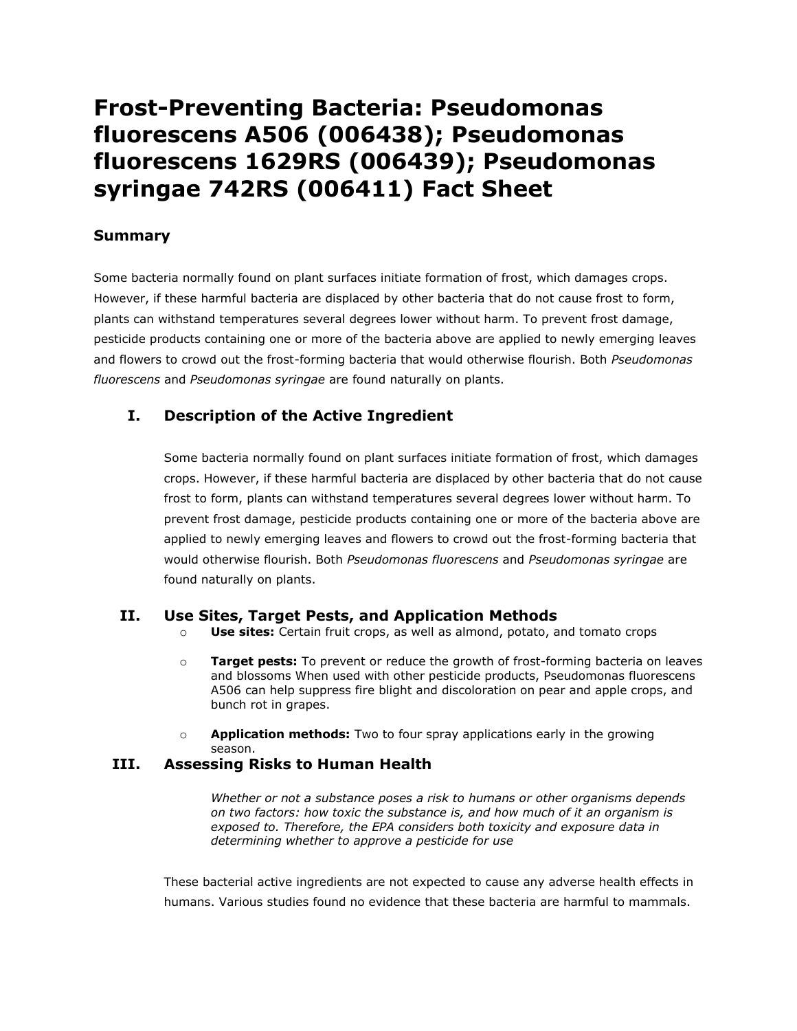# Frost-Preventing Bacteria: Pseudomonas fluorescens A506 (006438); Pseudomonas fluorescens 1629RS (006439); Pseudomonas syringae 742RS (006411) Fact Sheet

## Summary

Some bacteria normally found on plant surfaces initiate formation of frost, which damages crops. However, if these harmful bacteria are displaced by other bacteria that do not cause frost to form, plants can withstand temperatures several degrees lower without harm. To prevent frost damage, pesticide products containing one or more of the bacteria above are applied to newly emerging leaves and flowers to crowd out the frost-forming bacteria that would otherwise flourish. Both *Pseudomonas fluorescens* and *Pseudomonas syringae* are found naturally on plants.

## I. Description of the Active Ingredient

Some bacteria normally found on plant surfaces initiate formation of frost, which damages crops. However, if these harmful bacteria are displaced by other bacteria that do not cause frost to form, plants can withstand temperatures several degrees lower without harm. To prevent frost damage, pesticide products containing one or more of the bacteria above are applied to newly emerging leaves and flowers to crowd out the frost-forming bacteria that would otherwise flourish. Both *Pseudomonas fluorescens* and *Pseudomonas syringae* are found naturally on plants.

## II. Use Sites, Target Pests, and Application Methods

- **Use sites:** Certain fruit crops, as well as almond, potato, and tomato crops
- **Target pests:** To prevent or reduce the growth of frost-forming bacteria on leaves and blossoms When used with other pesticide products, Pseudomonas fluorescens A506 can help suppress fire blight and discoloration on pear and apple crops, and bunch rot in grapes.
- **Application methods:** Two to four spray applications early in the growing season.

## III. Assessing Risks to Human Health

*Whether or not a substance poses a risk to humans or other organisms depends on two factors: how toxic the substance is, and how much of it an organism is exposed to. Therefore, the EPA considers both toxicity and exposure data in determining whether to approve a pesticide for use*

These bacterial active ingredients are not expected to cause any adverse health effects in humans. Various studies found no evidence that these bacteria are harmful to mammals.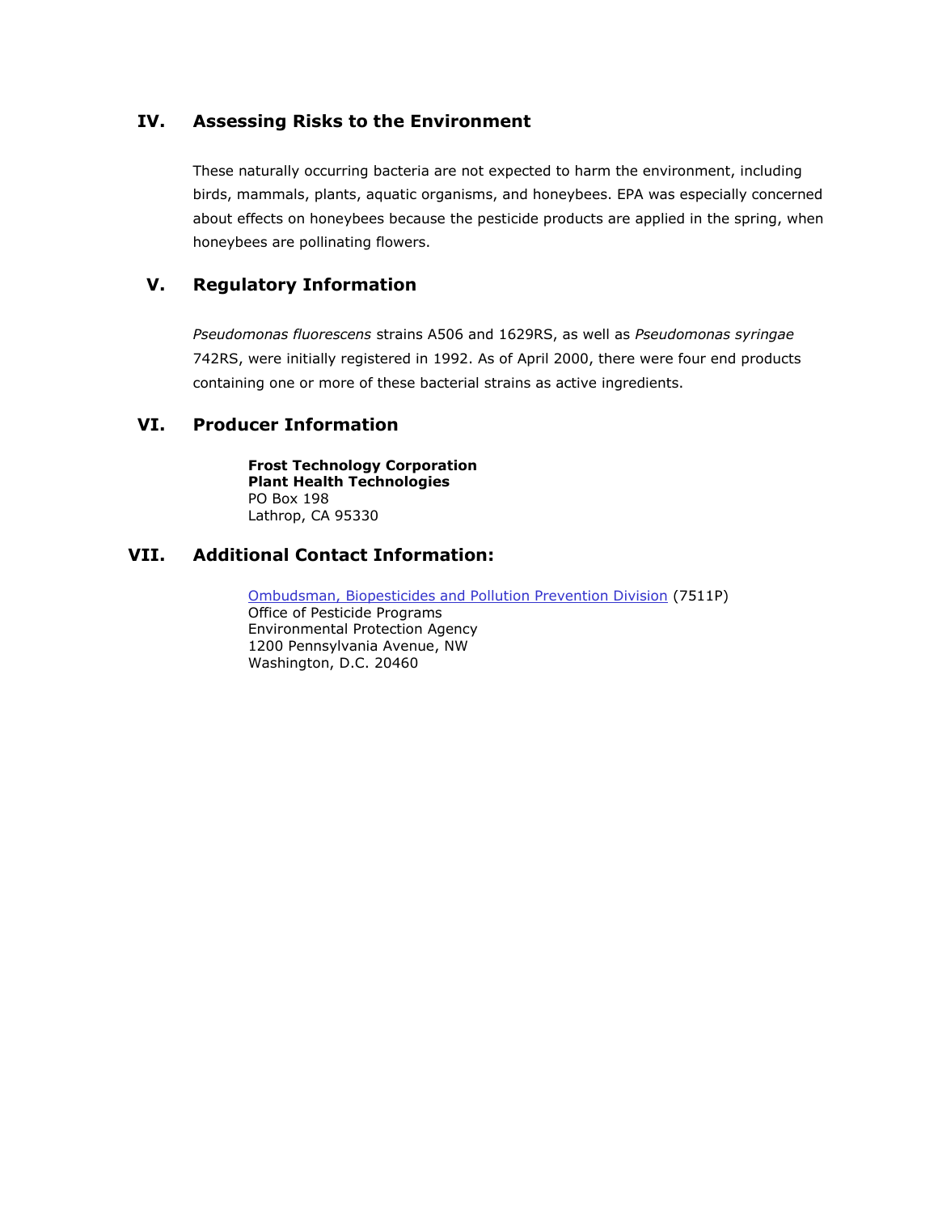## IV. Assessing Risks to the Environment

These naturally occurring bacteria are not expected to harm the environment, including birds, mammals, plants, aquatic organisms, and honeybees. EPA was especially concerned about effects on honeybees because the pesticide products are applied in the spring, when honeybees are pollinating flowers.

## V. Regulatory Information

*Pseudomonas fluorescens* strains A506 and 1629RS, as well as *Pseudomonas syringae* 742RS, were initially registered in 1992. As of April 2000, there were four end products containing one or more of these bacterial strains as active ingredients.

## VI. Producer Information

**Frost Technology Corporation**
**Plant Health Technologies**
PO Box 198
Lathrop, CA 95330

## VII. Additional Contact Information:

Ombudsman, Biopesticides and Pollution Prevention Division (7511P)
Office of Pesticide Programs
Environmental Protection Agency
1200 Pennsylvania Avenue, NW
Washington, D.C. 20460